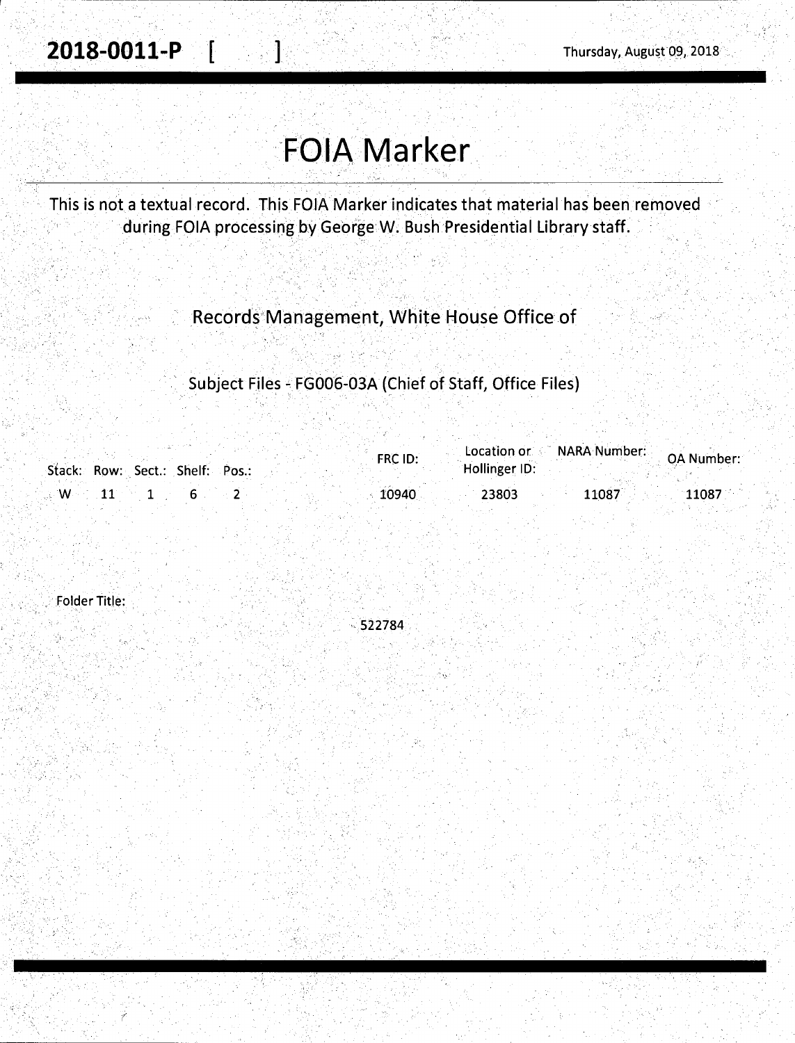**2018-0011-P** [ ] Thursday, August 09, 2018

# FOIA Marker

This is not a textual record. This FOIA Marker indicates that material has been removed during FOIA processing by George W. Bush Presidential Library staff.

Records Management, White House Office of

Subject Files - FG006-03A (Chief of Staff, Office Files)

| Stack: | Row: | Sect.: | Shelf: | Pos.: | FRC ID: | Location or Hollinger ID: | NARA Number: | OA Number: |
|---|---|---|---|---|---|---|---|---|
| W | 11 | 1 | 6 | 2 | 10940 | 23803 | 11087 | 11087 |

Folder Title:

522784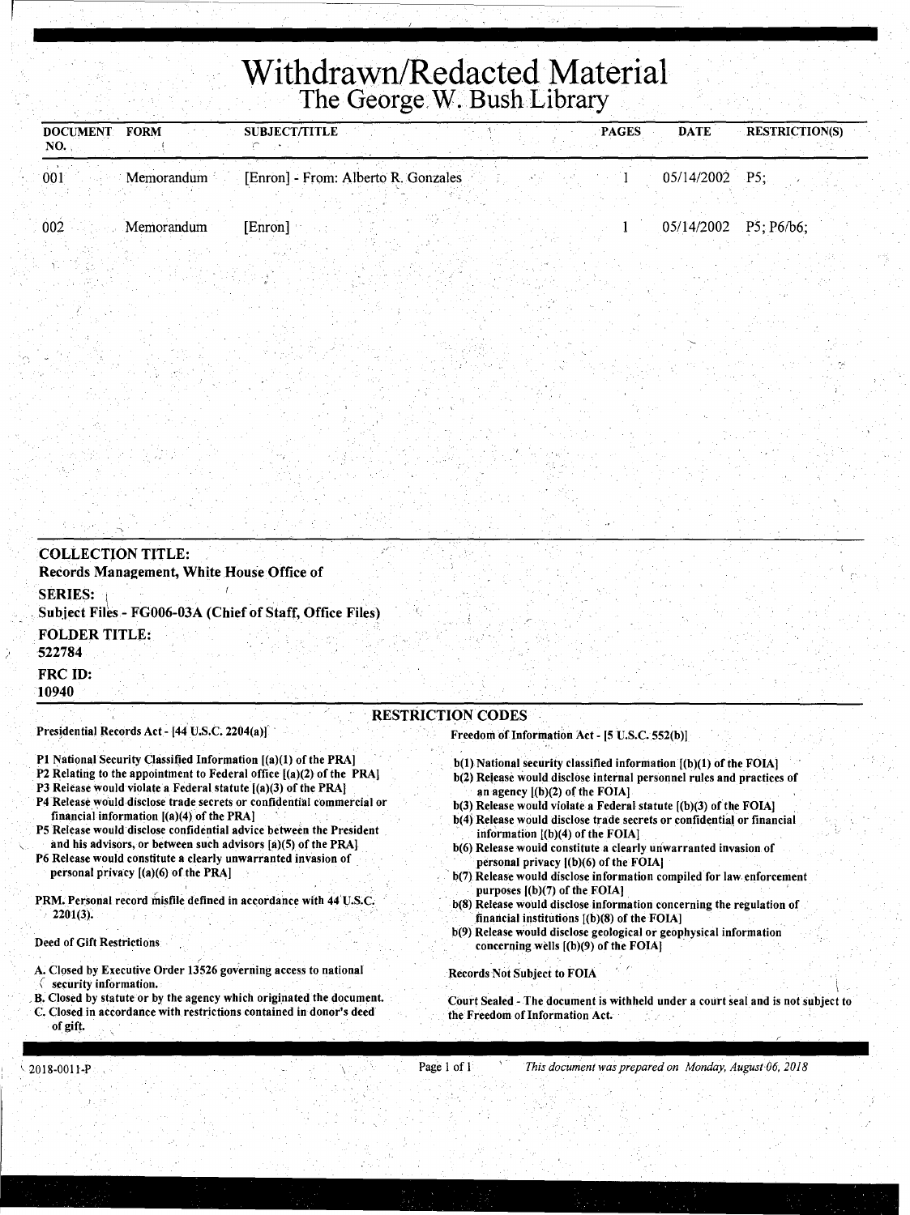# Withdrawn/Redacted Material
## The George W. Bush Library

| DOCUMENT NO. | FORM | SUBJECT/TITLE | PAGES | DATE | RESTRICTION(S) |
|---|---|---|---|---|---|
| 001 | Memorandum | [Enron] - From: Alberto R. Gonzales | 1 | 05/14/2002 | P5; |
| 002 | Memorandum | [Enron] | 1 | 05/14/2002 | P5; P6/b6; |

**COLLECTION TITLE:**
**Records Management, White House Office of**

**SERIES:**
**Subject Files - FG006-03A (Chief of Staff, Office Files)**

**FOLDER TITLE:**
**522784**

**FRC ID:**
**10940**

### RESTRICTION CODES

**Presidential Records Act - [44 U.S.C. 2204(a)]**

- P1 National Security Classified Information [(a)(1) of the PRA]
- P2 Relating to the appointment to Federal office [(a)(2) of the PRA]
- P3 Release would violate a Federal statute [(a)(3) of the PRA]
- P4 Release would disclose trade secrets or confidential commercial or financial information [(a)(4) of the PRA]
- P5 Release would disclose confidential advice between the President and his advisors, or between such advisors [a)(5) of the PRA]
- P6 Release would constitute a clearly unwarranted invasion of personal privacy [(a)(6) of the PRA]

PRM. Personal record misfile defined in accordance with 44 U.S.C. 2201(3).

**Deed of Gift Restrictions**

- A. Closed by Executive Order 13526 governing access to national security information.
- B. Closed by statute or by the agency which originated the document.
- C. Closed in accordance with restrictions contained in donor's deed of gift.

**Freedom of Information Act - [5 U.S.C. 552(b)]**

- b(1) National security classified information [(b)(1) of the FOIA]
- b(2) Release would disclose internal personnel rules and practices of an agency [(b)(2) of the FOIA]
- b(3) Release would violate a Federal statute [(b)(3) of the FOIA]
- b(4) Release would disclose trade secrets or confidential or financial information [(b)(4) of the FOIA]
- b(6) Release would constitute a clearly unwarranted invasion of personal privacy [(b)(6) of the FOIA]
- b(7) Release would disclose information compiled for law enforcement purposes [(b)(7) of the FOIA]
- b(8) Release would disclose information concerning the regulation of financial institutions [(b)(8) of the FOIA]
- b(9) Release would disclose geological or geophysical information concerning wells [(b)(9) of the FOIA]

**Records Not Subject to FOIA**

Court Sealed - The document is withheld under a court seal and is not subject to the Freedom of Information Act.

2018-0011-P

*This document was prepared on Monday, August 06, 2018*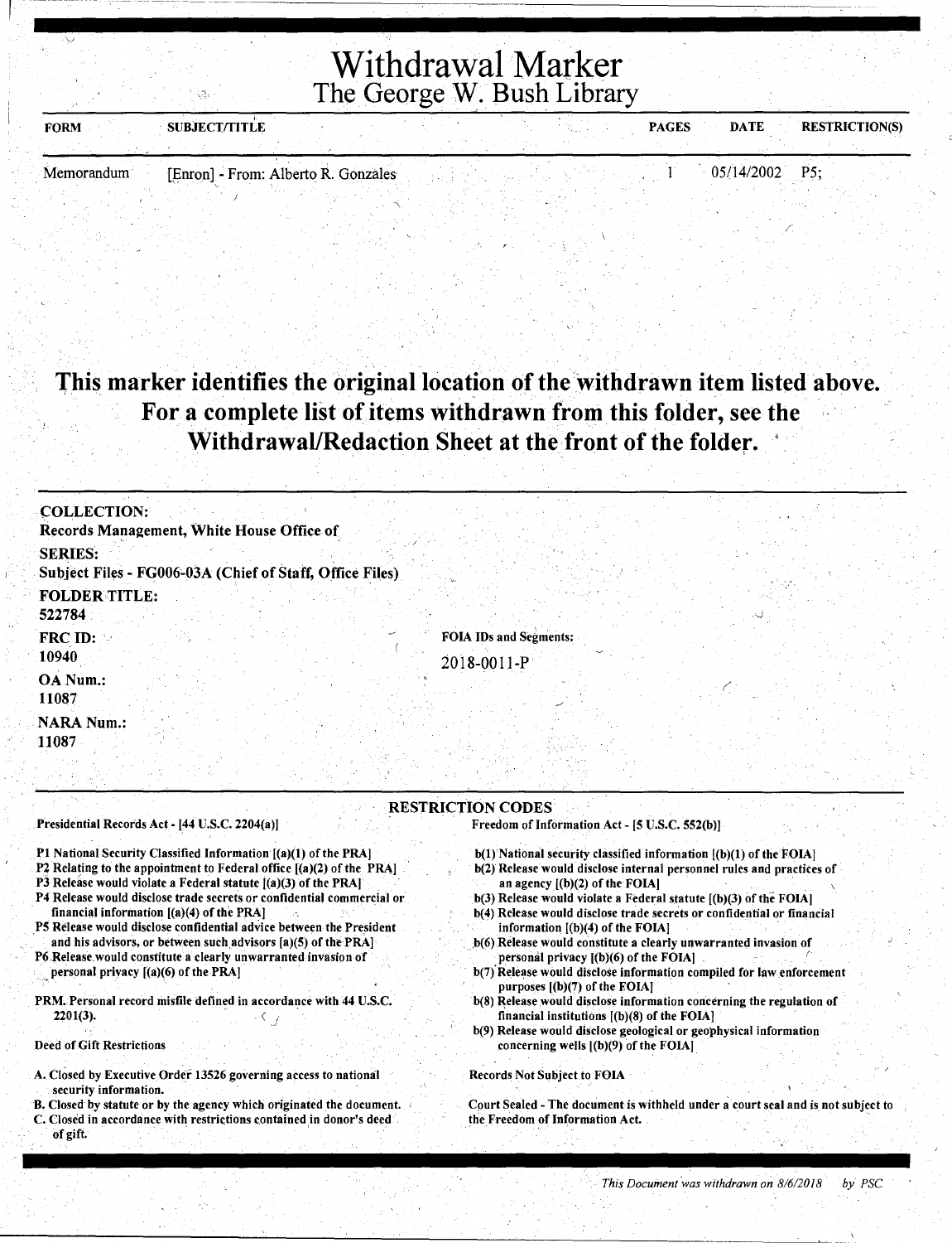# Withdrawal Marker
## The George W. Bush Library

| FORM | SUBJECT/TITLE | PAGES | DATE | RESTRICTION(S) |
|---|---|---|---|---|
| Memorandum | [Enron] - From: Alberto R. Gonzales | 1 | 05/14/2002 | P5; |

**This marker identifies the original location of the withdrawn item listed above. For a complete list of items withdrawn from this folder, see the Withdrawal/Redaction Sheet at the front of the folder.**

**COLLECTION:**
Records Management, White House Office of

**SERIES:**
Subject Files - FG006-03A (Chief of Staff, Office Files)

**FOLDER TITLE:**
522784

**FRC ID:**
10940

**OA Num.:**
11087

**NARA Num.:**
11087

**FOIA IDs and Segments:**
2018-0011-P

### RESTRICTION CODES

Presidential Records Act - [44 U.S.C. 2204(a)]

- P1 National Security Classified Information [(a)(1) of the PRA]
- P2 Relating to the appointment to Federal office [(a)(2) of the PRA]
- P3 Release would violate a Federal statute [(a)(3) of the PRA]
- P4 Release would disclose trade secrets or confidential commercial or financial information [(a)(4) of the PRA]
- P5 Release would disclose confidential advice between the President and his advisors, or between such advisors [a)(5) of the PRA]
- P6 Release would constitute a clearly unwarranted invasion of personal privacy [(a)(6) of the PRA]

PRM. Personal record misfile defined in accordance with 44 U.S.C. 2201(3).

Deed of Gift Restrictions

- A. Closed by Executive Order 13526 governing access to national security information.
- B. Closed by statute or by the agency which originated the document.
- C. Closed in accordance with restrictions contained in donor's deed of gift.

Freedom of Information Act - [5 U.S.C. 552(b)]

- b(1) National security classified information [(b)(1) of the FOIA]
- b(2) Release would disclose internal personnel rules and practices of an agency [(b)(2) of the FOIA]
- b(3) Release would violate a Federal statute [(b)(3) of the FOIA]
- b(4) Release would disclose trade secrets or confidential or financial information [(b)(4) of the FOIA]
- b(6) Release would constitute a clearly unwarranted invasion of personal privacy [(b)(6) of the FOIA]
- b(7) Release would disclose information compiled for law enforcement purposes [(b)(7) of the FOIA]
- b(8) Release would disclose information concerning the regulation of financial institutions [(b)(8) of the FOIA]
- b(9) Release would disclose geological or geophysical information concerning wells [(b)(9) of the FOIA]

Records Not Subject to FOIA

Court Sealed - The document is withheld under a court seal and is not subject to the Freedom of Information Act.

*This Document was withdrawn on 8/6/2018 by PSC*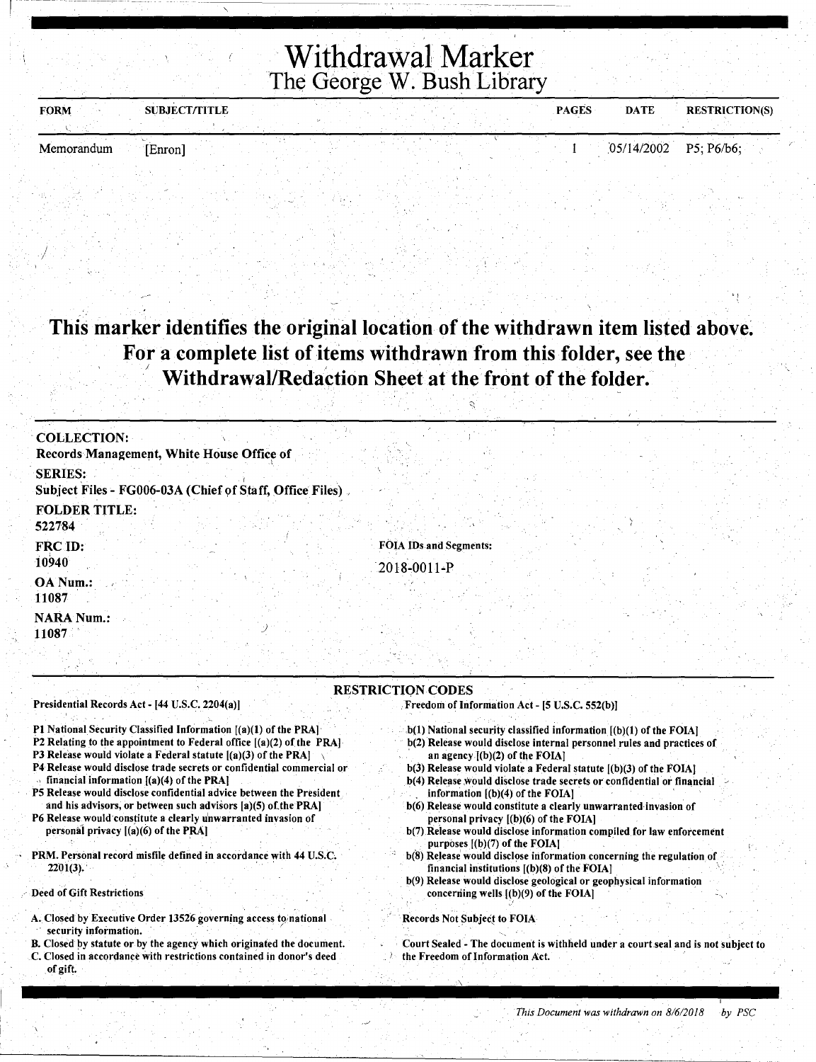# Withdrawal Marker

## The George W. Bush Library

| FORM | SUBJECT/TITLE | PAGES | DATE | RESTRICTION(S) |
| --- | --- | --- | --- | --- |
| Memorandum | [Enron] | 1 | 05/14/2002 | P5; P6/b6; |

**This marker identifies the original location of the withdrawn item listed above. For a complete list of items withdrawn from this folder, see the Withdrawal/Redaction Sheet at the front of the folder.**

**COLLECTION:**
Records Management, White House Office of

**SERIES:**
Subject Files - FG006-03A (Chief of Staff, Office Files)

**FOLDER TITLE:**
522784

**FRC ID:**
10940

**FOIA IDs and Segments:**
2018-0011-P

**OA Num.:**
11087

**NARA Num.:**
11087

### RESTRICTION CODES

**Presidential Records Act - [44 U.S.C. 2204(a)]**

P1 National Security Classified Information [(a)(1) of the PRA]
P2 Relating to the appointment to Federal office [(a)(2) of the PRA]
P3 Release would violate a Federal statute [(a)(3) of the PRA]
P4 Release would disclose trade secrets or confidential commercial or financial information [(a)(4) of the PRA]
P5 Release would disclose confidential advice between the President and his advisors, or between such advisors [a)(5) of the PRA]
P6 Release would constitute a clearly unwarranted invasion of personal privacy [(a)(6) of the PRA]

PRM. Personal record misfile defined in accordance with 44 U.S.C. 2201(3).

Deed of Gift Restrictions

A. Closed by Executive Order 13526 governing access to national security information.
B. Closed by statute or by the agency which originated the document.
C. Closed in accordance with restrictions contained in donor's deed of gift.

**Freedom of Information Act - [5 U.S.C. 552(b)]**

b(1) National security classified information [(b)(1) of the FOIA]
b(2) Release would disclose internal personnel rules and practices of an agency [(b)(2) of the FOIA]
b(3) Release would violate a Federal statute [(b)(3) of the FOIA]
b(4) Release would disclose trade secrets or confidential or financial information [(b)(4) of the FOIA]
b(6) Release would constitute a clearly unwarranted invasion of personal privacy [(b)(6) of the FOIA]
b(7) Release would disclose information compiled for law enforcement purposes [(b)(7) of the FOIA]
b(8) Release would disclose information concerning the regulation of financial institutions [(b)(8) of the FOIA]
b(9) Release would disclose geological or geophysical information concerning wells [(b)(9) of the FOIA]

Records Not Subject to FOIA

Court Sealed - The document is withheld under a court seal and is not subject to the Freedom of Information Act.

*This Document was withdrawn on 8/6/2018 by PSC*